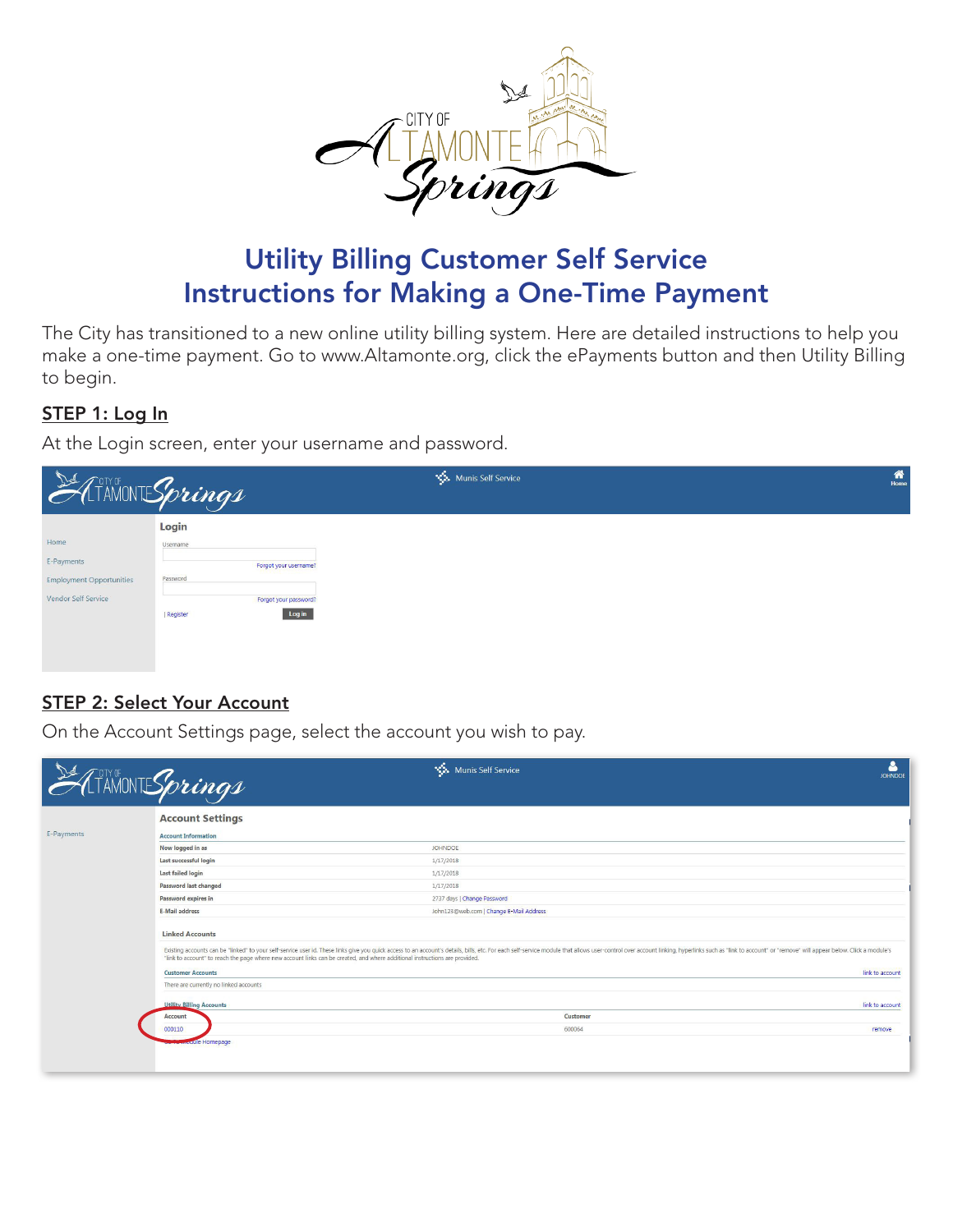# Utility Billing Customer Self Service
# Instructions for Making a One-Time Payment

The City has transitioned to a new online utility billing system. Here are detailed instructions to help you make a one-time payment. Go to www.Altamonte.org, click the ePayments button and then Utility Billing to begin.

## STEP 1: Log In

At the Login screen, enter your username and password.

## STEP 2: Select Your Account

On the Account Settings page, select the account you wish to pay.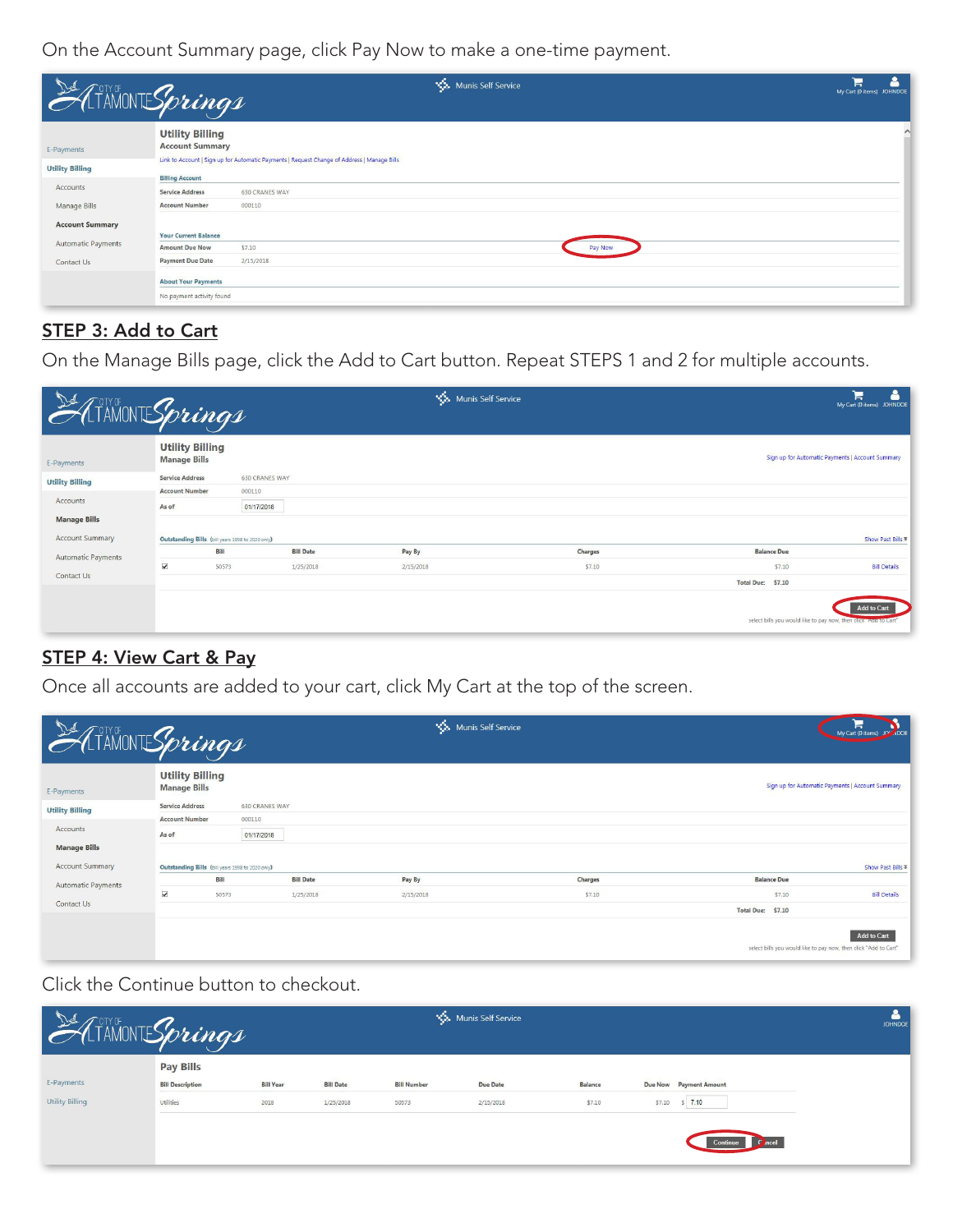On the Account Summary page, click Pay Now to make a one-time payment.

## STEP 3: Add to Cart

On the Manage Bills page, click the Add to Cart button. Repeat STEPS 1 and 2 for multiple accounts.

## STEP 4: View Cart & Pay

Once all accounts are added to your cart, click My Cart at the top of the screen.

Click the Continue button to checkout.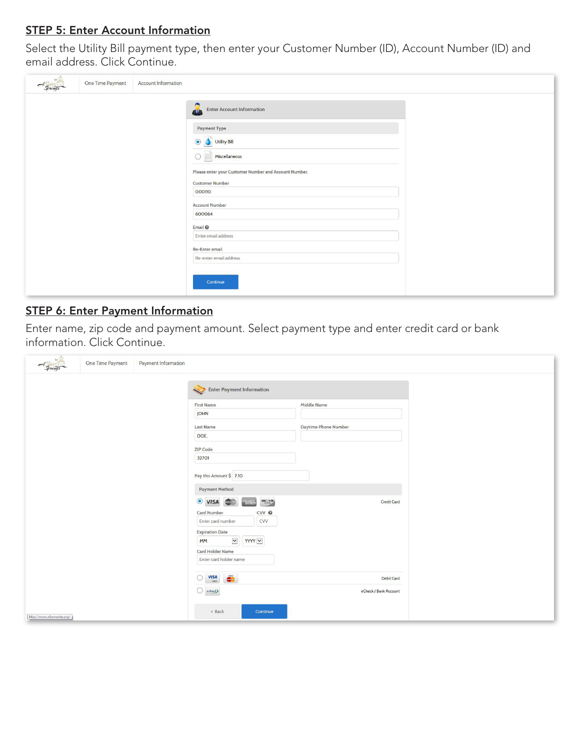## STEP 5: Enter Account Information

Select the Utility Bill payment type, then enter your Customer Number (ID), Account Number (ID) and email address. Click Continue.

One Time Payment | Account Information

**Enter Account Information**

Payment Type

- (•) Utility Bill
- ( ) Miscellaneous

Please enter your Customer Number and Account Number.

Customer Number: 000110

Account Number: 600064

Email: Enter email address

Re-Enter email: Re-enter email address

[Continue]

## STEP 6: Enter Payment Information

Enter name, zip code and payment amount. Select payment type and enter credit card or bank information. Click Continue.

One Time Payment | Payment Information

**Enter Payment Information**

First Name: JOHN

Middle Name:

Last Name: DOE,

Daytime Phone Number:

ZIP Code: 32701

Pay this Amount $ 7.10

Payment Method

- (•) VISA / MasterCard / American Express / DISCOVER — Credit Card
  - Card Number: Enter card number
  - CVV: CVV
  - Expiration Date: MM / YYYY
  - Card Holder Name: Enter card holder name
- ( ) VISA / Debit — Debit Card
- ( ) echeck — eCheck / Bank Account

[< Back] [Continue]

http://www.altamonte.org/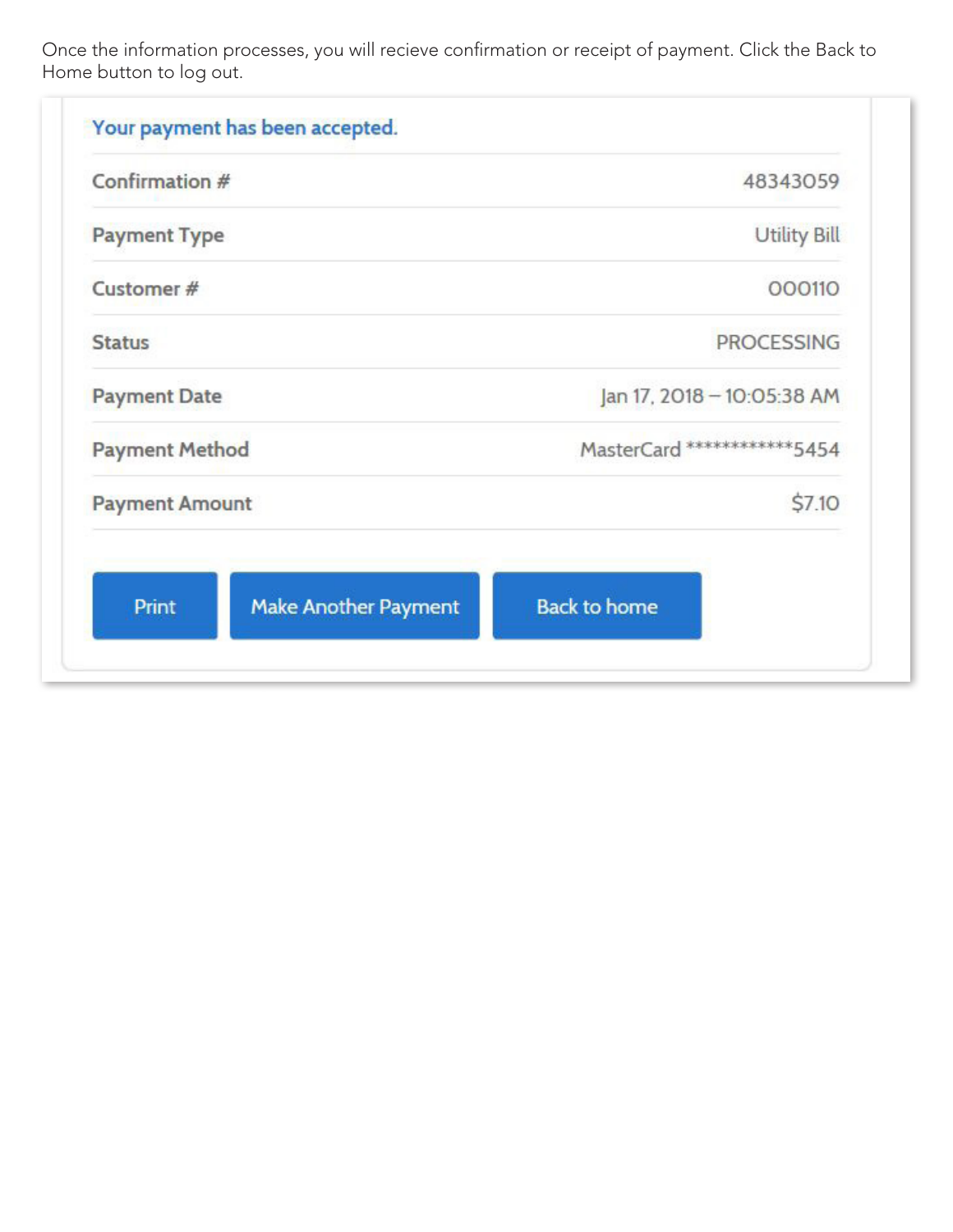Once the information processes, you will recieve confirmation or receipt of payment. Click the Back to Home button to log out.

Your payment has been accepted.

| | |
|---|---|
| Confirmation # | 48343059 |
| Payment Type | Utility Bill |
| Customer # | 000110 |
| Status | PROCESSING |
| Payment Date | Jan 17, 2018 – 10:05:38 AM |
| Payment Method | MasterCard ************5454 |
| Payment Amount | $7.10 |

Print | Make Another Payment | Back to home